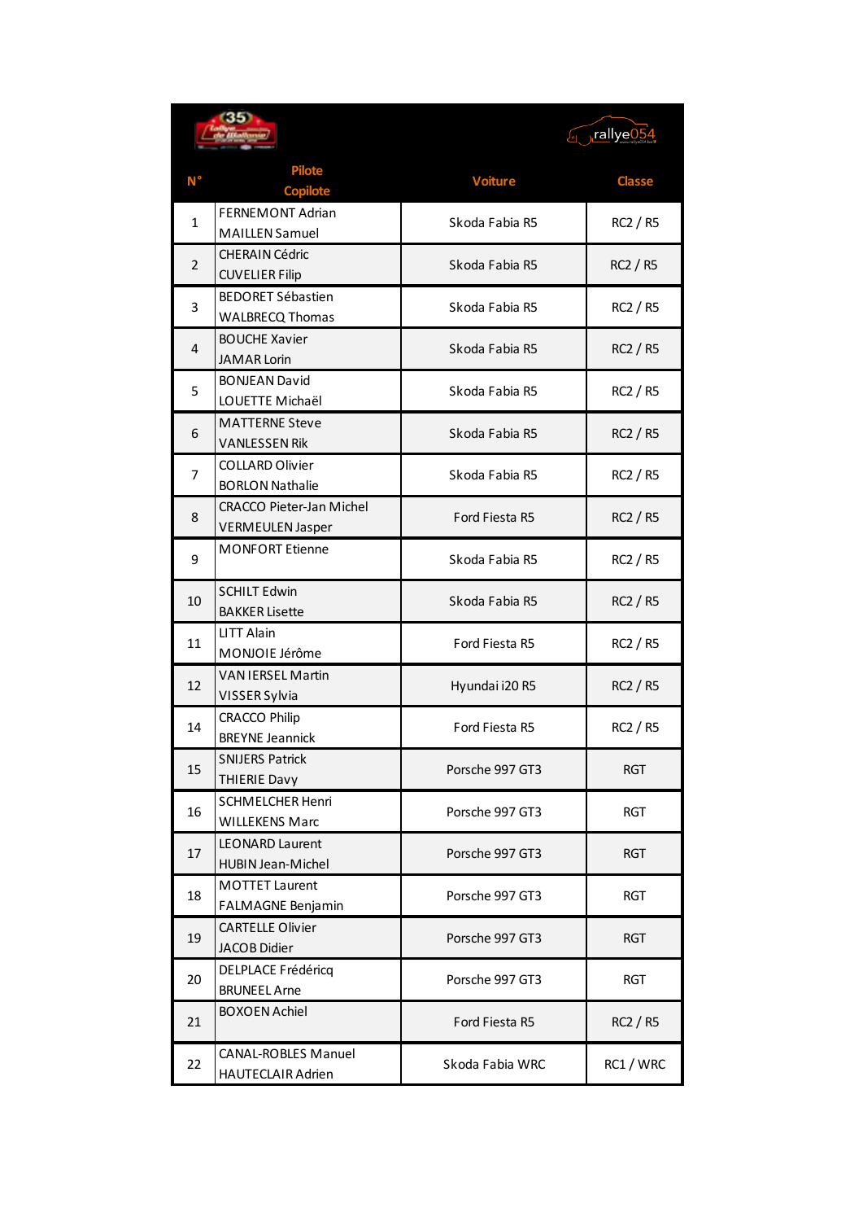| N° | Pilote<br>Copilote | Voiture | Classe |
|---|---|---|---|
| 1 | FERNEMONT Adrian<br>MAILLEN Samuel | Skoda Fabia R5 | RC2 / R5 |
| 2 | CHERAIN Cédric<br>CUVELIER Filip | Skoda Fabia R5 | RC2 / R5 |
| 3 | BEDORET Sébastien<br>WALBRECQ Thomas | Skoda Fabia R5 | RC2 / R5 |
| 4 | BOUCHE Xavier<br>JAMAR Lorin | Skoda Fabia R5 | RC2 / R5 |
| 5 | BONJEAN David<br>LOUETTE Michaël | Skoda Fabia R5 | RC2 / R5 |
| 6 | MATTERNE Steve<br>VANLESSEN Rik | Skoda Fabia R5 | RC2 / R5 |
| 7 | COLLARD Olivier<br>BORLON Nathalie | Skoda Fabia R5 | RC2 / R5 |
| 8 | CRACCO Pieter-Jan Michel<br>VERMEULEN Jasper | Ford Fiesta R5 | RC2 / R5 |
| 9 | MONFORT Etienne | Skoda Fabia R5 | RC2 / R5 |
| 10 | SCHILT Edwin<br>BAKKER Lisette | Skoda Fabia R5 | RC2 / R5 |
| 11 | LITT Alain<br>MONJOIE Jérôme | Ford Fiesta R5 | RC2 / R5 |
| 12 | VAN IERSEL Martin<br>VISSER Sylvia | Hyundai i20 R5 | RC2 / R5 |
| 14 | CRACCO Philip<br>BREYNE Jeannick | Ford Fiesta R5 | RC2 / R5 |
| 15 | SNIJERS Patrick<br>THIERIE Davy | Porsche 997 GT3 | RGT |
| 16 | SCHMELCHER Henri<br>WILLEKENS Marc | Porsche 997 GT3 | RGT |
| 17 | LEONARD Laurent<br>HUBIN Jean-Michel | Porsche 997 GT3 | RGT |
| 18 | MOTTET Laurent<br>FALMAGNE Benjamin | Porsche 997 GT3 | RGT |
| 19 | CARTELLE Olivier<br>JACOB Didier | Porsche 997 GT3 | RGT |
| 20 | DELPLACE Frédéricq<br>BRUNEEL Arne | Porsche 997 GT3 | RGT |
| 21 | BOXOEN Achiel | Ford Fiesta R5 | RC2 / R5 |
| 22 | CANAL-ROBLES Manuel<br>HAUTECLAIR Adrien | Skoda Fabia WRC | RC1 / WRC |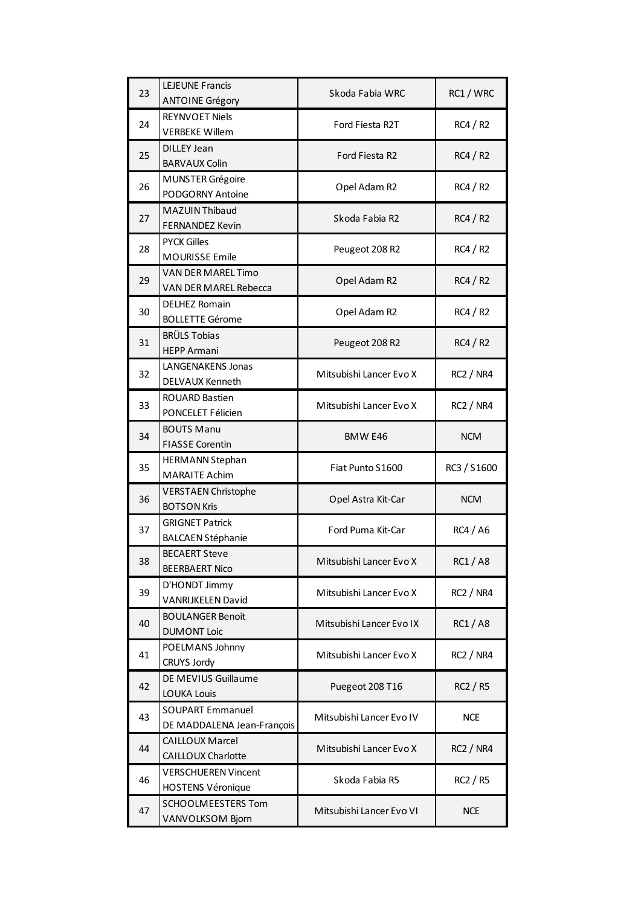| | | | |
|---|---|---|---|
| 23 | LEJEUNE Francis<br>ANTOINE Grégory | Skoda Fabia WRC | RC1 / WRC |
| 24 | REYNVOET Niels<br>VERBEKE Willem | Ford Fiesta R2T | RC4 / R2 |
| 25 | DILLEY Jean<br>BARVAUX Colin | Ford Fiesta R2 | RC4 / R2 |
| 26 | MUNSTER Grégoire<br>PODGORNY Antoine | Opel Adam R2 | RC4 / R2 |
| 27 | MAZUIN Thibaud<br>FERNANDEZ Kevin | Skoda Fabia R2 | RC4 / R2 |
| 28 | PYCK Gilles<br>MOURISSE Emile | Peugeot 208 R2 | RC4 / R2 |
| 29 | VAN DER MAREL Timo<br>VAN DER MAREL Rebecca | Opel Adam R2 | RC4 / R2 |
| 30 | DELHEZ Romain<br>BOLLETTE Gérome | Opel Adam R2 | RC4 / R2 |
| 31 | BRÜLS Tobias<br>HEPP Armani | Peugeot 208 R2 | RC4 / R2 |
| 32 | LANGENAKENS Jonas<br>DELVAUX Kenneth | Mitsubishi Lancer Evo X | RC2 / NR4 |
| 33 | ROUARD Bastien<br>PONCELET Félicien | Mitsubishi Lancer Evo X | RC2 / NR4 |
| 34 | BOUTS Manu<br>FIASSE Corentin | BMW E46 | NCM |
| 35 | HERMANN Stephan<br>MARAITE Achim | Fiat Punto S1600 | RC3 / S1600 |
| 36 | VERSTAEN Christophe<br>BOTSON Kris | Opel Astra Kit-Car | NCM |
| 37 | GRIGNET Patrick<br>BALCAEN Stéphanie | Ford Puma Kit-Car | RC4 / A6 |
| 38 | BECAERT Steve<br>BEERBAERT Nico | Mitsubishi Lancer Evo X | RC1 / A8 |
| 39 | D'HONDT Jimmy<br>VANRIJKELEN David | Mitsubishi Lancer Evo X | RC2 / NR4 |
| 40 | BOULANGER Benoit<br>DUMONT Loic | Mitsubishi Lancer Evo IX | RC1 / A8 |
| 41 | POELMANS Johnny<br>CRUYS Jordy | Mitsubishi Lancer Evo X | RC2 / NR4 |
| 42 | DE MEVIUS Guillaume<br>LOUKA Louis | Puegeot 208 T16 | RC2 / R5 |
| 43 | SOUPART Emmanuel<br>DE MADDALENA Jean-François | Mitsubishi Lancer Evo IV | NCE |
| 44 | CAILLOUX Marcel<br>CAILLOUX Charlotte | Mitsubishi Lancer Evo X | RC2 / NR4 |
| 46 | VERSCHUEREN Vincent<br>HOSTENS Véronique | Skoda Fabia R5 | RC2 / R5 |
| 47 | SCHOOLMEESTERS Tom<br>VANVOLKSOM Bjorn | Mitsubishi Lancer Evo VI | NCE |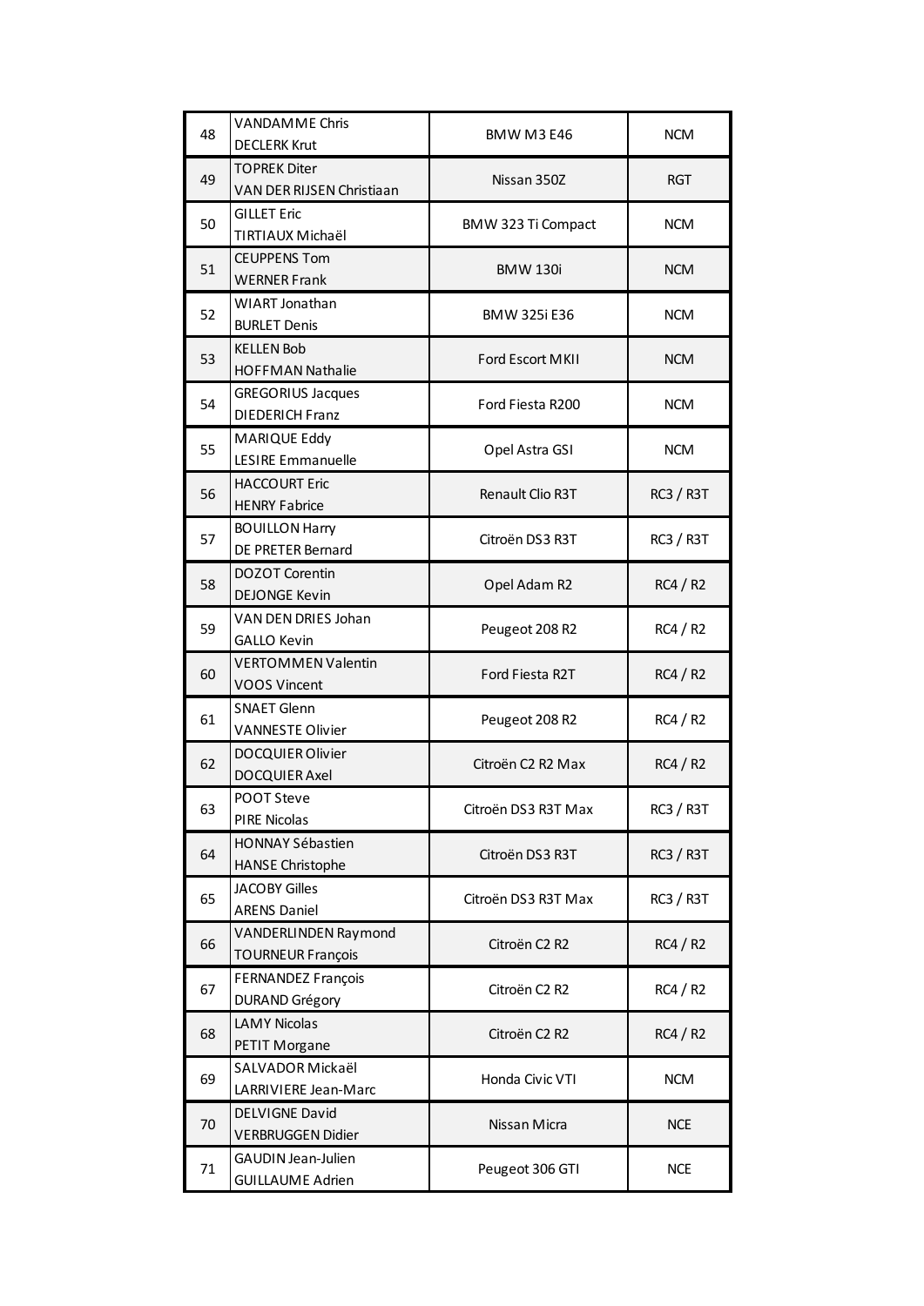| | | | |
|---|---|---|---|
| 48 | VANDAMME Chris<br>DECLERK Krut | BMW M3 E46 | NCM |
| 49 | TOPREK Diter<br>VAN DER RIJSEN Christiaan | Nissan 350Z | RGT |
| 50 | GILLET Eric<br>TIRTIAUX Michaël | BMW 323 Ti Compact | NCM |
| 51 | CEUPPENS Tom<br>WERNER Frank | BMW 130i | NCM |
| 52 | WIART Jonathan<br>BURLET Denis | BMW 325i E36 | NCM |
| 53 | KELLEN Bob<br>HOFFMAN Nathalie | Ford Escort MKII | NCM |
| 54 | GREGORIUS Jacques<br>DIEDERICH Franz | Ford Fiesta R200 | NCM |
| 55 | MARIQUE Eddy<br>LESIRE Emmanuelle | Opel Astra GSI | NCM |
| 56 | HACCOURT Eric<br>HENRY Fabrice | Renault Clio R3T | RC3 / R3T |
| 57 | BOUILLON Harry<br>DE PRETER Bernard | Citroën DS3 R3T | RC3 / R3T |
| 58 | DOZOT Corentin<br>DEJONGE Kevin | Opel Adam R2 | RC4 / R2 |
| 59 | VAN DEN DRIES Johan<br>GALLO Kevin | Peugeot 208 R2 | RC4 / R2 |
| 60 | VERTOMMEN Valentin<br>VOOS Vincent | Ford Fiesta R2T | RC4 / R2 |
| 61 | SNAET Glenn<br>VANNESTE Olivier | Peugeot 208 R2 | RC4 / R2 |
| 62 | DOCQUIER Olivier<br>DOCQUIER Axel | Citroën C2 R2 Max | RC4 / R2 |
| 63 | POOT Steve<br>PIRE Nicolas | Citroën DS3 R3T Max | RC3 / R3T |
| 64 | HONNAY Sébastien<br>HANSE Christophe | Citroën DS3 R3T | RC3 / R3T |
| 65 | JACOBY Gilles<br>ARENS Daniel | Citroën DS3 R3T Max | RC3 / R3T |
| 66 | VANDERLINDEN Raymond<br>TOURNEUR François | Citroën C2 R2 | RC4 / R2 |
| 67 | FERNANDEZ François<br>DURAND Grégory | Citroën C2 R2 | RC4 / R2 |
| 68 | LAMY Nicolas<br>PETIT Morgane | Citroën C2 R2 | RC4 / R2 |
| 69 | SALVADOR Mickaël<br>LARRIVIERE Jean-Marc | Honda Civic VTI | NCM |
| 70 | DELVIGNE David<br>VERBRUGGEN Didier | Nissan Micra | NCE |
| 71 | GAUDIN Jean-Julien<br>GUILLAUME Adrien | Peugeot 306 GTI | NCE |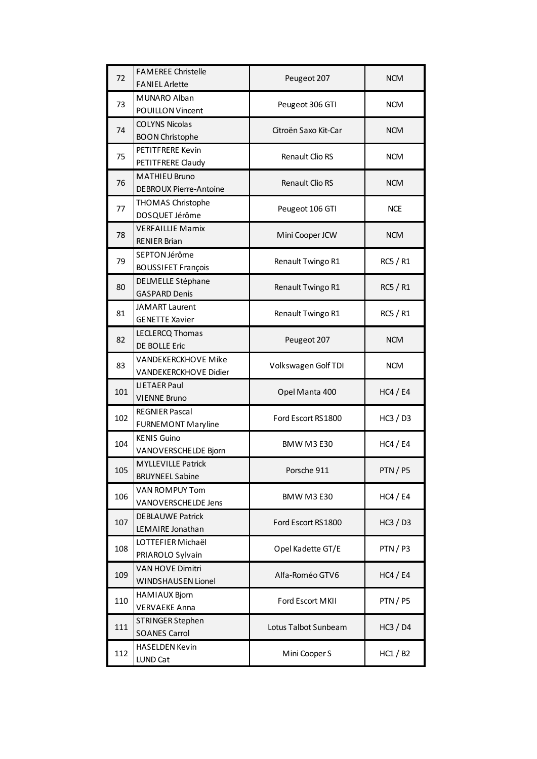| | | | |
|---|---|---|---|
| 72 | FAMEREE Christelle<br>FANIEL Arlette | Peugeot 207 | NCM |
| 73 | MUNARO Alban<br>POUILLON Vincent | Peugeot 306 GTI | NCM |
| 74 | COLYNS Nicolas<br>BOON Christophe | Citroën Saxo Kit-Car | NCM |
| 75 | PETITFRERE Kevin<br>PETITFRERE Claudy | Renault Clio RS | NCM |
| 76 | MATHIEU Bruno<br>DEBROUX Pierre-Antoine | Renault Clio RS | NCM |
| 77 | THOMAS Christophe<br>DOSQUET Jérôme | Peugeot 106 GTI | NCE |
| 78 | VERFAILLIE Marnix<br>RENIER Brian | Mini Cooper JCW | NCM |
| 79 | SEPTON Jérôme<br>BOUSSIFET François | Renault Twingo R1 | RC5 / R1 |
| 80 | DELMELLE Stéphane<br>GASPARD Denis | Renault Twingo R1 | RC5 / R1 |
| 81 | JAMART Laurent<br>GENETTE Xavier | Renault Twingo R1 | RC5 / R1 |
| 82 | LECLERCQ Thomas<br>DE BOLLE Eric | Peugeot 207 | NCM |
| 83 | VANDEKERCKHOVE Mike<br>VANDEKERCKHOVE Didier | Volkswagen Golf TDI | NCM |
| 101 | LIETAER Paul<br>VIENNE Bruno | Opel Manta 400 | HC4 / E4 |
| 102 | REGNIER Pascal<br>FURNEMONT Maryline | Ford Escort RS1800 | HC3 / D3 |
| 104 | KENIS Guino<br>VANOVERSCHELDE Bjorn | BMW M3 E30 | HC4 / E4 |
| 105 | MYLLEVILLE Patrick<br>BRUYNEEL Sabine | Porsche 911 | PTN / P5 |
| 106 | VAN ROMPUY Tom<br>VANOVERSCHELDE Jens | BMW M3 E30 | HC4 / E4 |
| 107 | DEBLAUWE Patrick<br>LEMAIRE Jonathan | Ford Escort RS1800 | HC3 / D3 |
| 108 | LOTTEFIER Michaël<br>PRIAROLO Sylvain | Opel Kadette GT/E | PTN / P3 |
| 109 | VAN HOVE Dimitri<br>WINDSHAUSEN Lionel | Alfa-Roméo GTV6 | HC4 / E4 |
| 110 | HAMIAUX Bjorn<br>VERVAEKE Anna | Ford Escort MKII | PTN / P5 |
| 111 | STRINGER Stephen<br>SOANES Carrol | Lotus Talbot Sunbeam | HC3 / D4 |
| 112 | HASELDEN Kevin<br>LUND Cat | Mini Cooper S | HC1 / B2 |